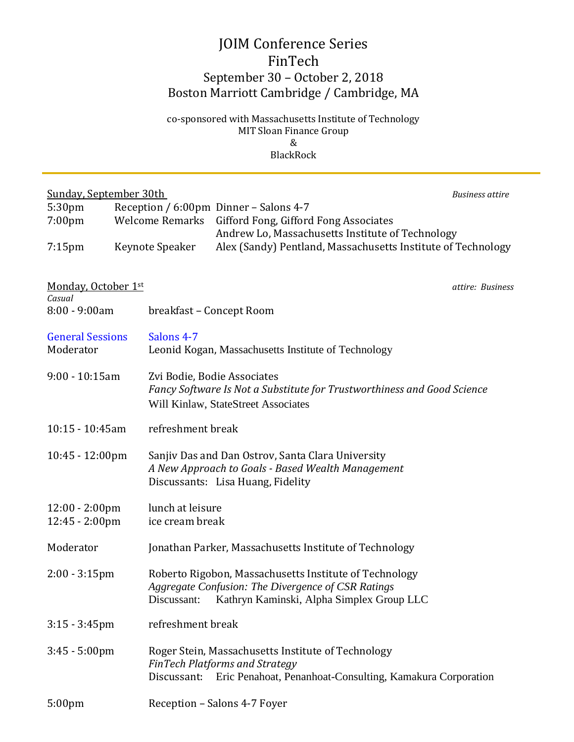# JOIM Conference Series
# FinTech
## September 30 – October 2, 2018
## Boston Marriott Cambridge / Cambridge, MA

co-sponsored with Massachusetts Institute of Technology
MIT Sloan Finance Group
&
BlackRock

---

Sunday, September 30th *Business attire*

| | | |
|---|---|---|
| 5:30pm | Reception / 6:00pm Dinner – Salons 4-7 | |
| 7:00pm | Welcome Remarks | Gifford Fong, Gifford Fong Associates<br>Andrew Lo, Massachusetts Institute of Technology |
| 7:15pm | Keynote Speaker | Alex (Sandy) Pentland, Massachusetts Institute of Technology |

Monday, October 1st *attire: Business Casual*

8:00 - 9:00am breakfast – Concept Room

General Sessions Salons 4-7
Moderator Leonid Kogan, Massachusetts Institute of Technology

9:00 - 10:15am Zvi Bodie, Bodie Associates
*Fancy Software Is Not a Substitute for Trustworthiness and Good Science*
Will Kinlaw, StateStreet Associates

10:15 - 10:45am refreshment break

10:45 - 12:00pm Sanjiv Das and Dan Ostrov, Santa Clara University
*A New Approach to Goals - Based Wealth Management*
Discussants: Lisa Huang, Fidelity

12:00 - 2:00pm lunch at leisure
12:45 - 2:00pm ice cream break

Moderator Jonathan Parker, Massachusetts Institute of Technology

2:00 - 3:15pm Roberto Rigobon, Massachusetts Institute of Technology
*Aggregate Confusion: The Divergence of CSR Ratings*
Discussant: Kathryn Kaminski, Alpha Simplex Group LLC

3:15 - 3:45pm refreshment break

3:45 - 5:00pm Roger Stein, Massachusetts Institute of Technology
*FinTech Platforms and Strategy*
Discussant: Eric Penahoat, Penanhoat-Consulting, Kamakura Corporation

5:00pm Reception – Salons 4-7 Foyer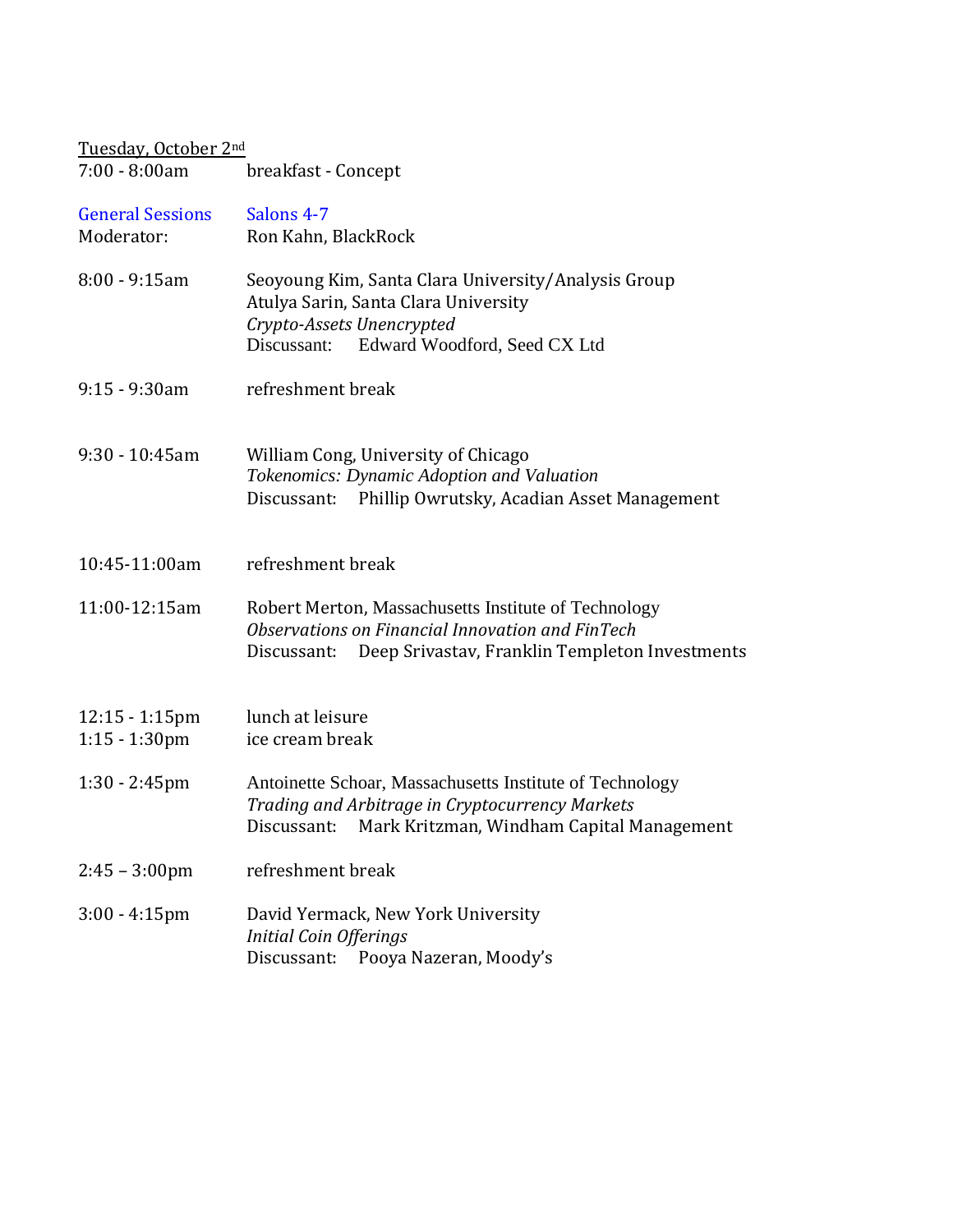Tuesday, October 2nd

| | |
|---|---|
| 7:00 - 8:00am | breakfast - Concept |
| General Sessions | Salons 4-7 |
| Moderator: | Ron Kahn, BlackRock |
| 8:00 - 9:15am | Seoyoung Kim, Santa Clara University/Analysis Group<br>Atulya Sarin, Santa Clara University<br>*Crypto-Assets Unencrypted*<br>Discussant: Edward Woodford, Seed CX Ltd |
| 9:15 - 9:30am | refreshment break |
| 9:30 - 10:45am | William Cong, University of Chicago<br>*Tokenomics: Dynamic Adoption and Valuation*<br>Discussant: Phillip Owrutsky, Acadian Asset Management |
| 10:45-11:00am | refreshment break |
| 11:00-12:15am | Robert Merton, Massachusetts Institute of Technology<br>*Observations on Financial Innovation and FinTech*<br>Discussant: Deep Srivastav, Franklin Templeton Investments |
| 12:15 - 1:15pm | lunch at leisure |
| 1:15 - 1:30pm | ice cream break |
| 1:30 - 2:45pm | Antoinette Schoar, Massachusetts Institute of Technology<br>*Trading and Arbitrage in Cryptocurrency Markets*<br>Discussant: Mark Kritzman, Windham Capital Management |
| 2:45 – 3:00pm | refreshment break |
| 3:00 - 4:15pm | David Yermack, New York University<br>*Initial Coin Offerings*<br>Discussant: Pooya Nazeran, Moody's |